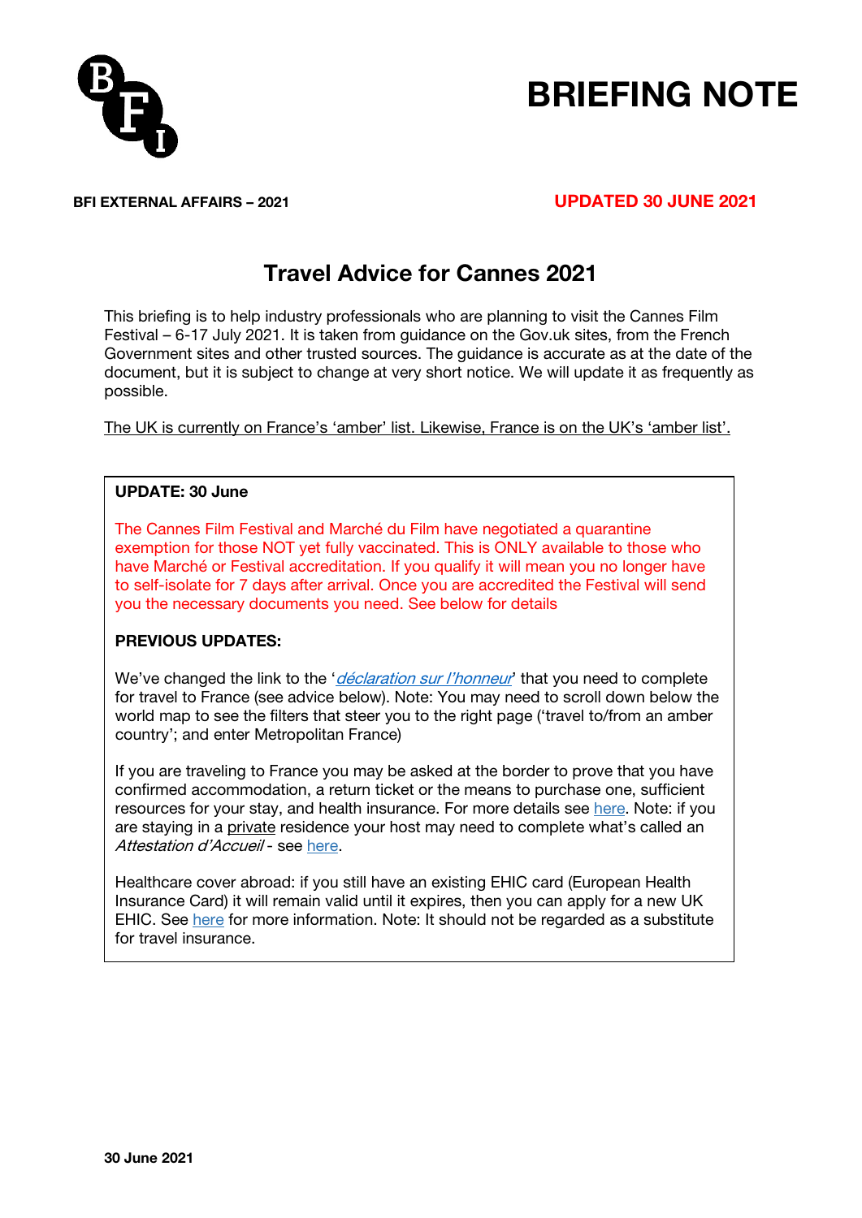# BRIEFING NOTE

**BFI EXTERNAL AFFAIRS – 2021**

**UPDATED 30 JUNE 2021**

## Travel Advice for Cannes 2021

This briefing is to help industry professionals who are planning to visit the Cannes Film Festival – 6-17 July 2021. It is taken from guidance on the Gov.uk sites, from the French Government sites and other trusted sources. The guidance is accurate as at the date of the document, but it is subject to change at very short notice. We will update it as frequently as possible.

The UK is currently on France's 'amber' list. Likewise, France is on the UK's 'amber list'.

**UPDATE: 30 June**

The Cannes Film Festival and Marché du Film have negotiated a quarantine exemption for those NOT yet fully vaccinated. This is ONLY available to those who have Marché or Festival accreditation. If you qualify it will mean you no longer have to self-isolate for 7 days after arrival. Once you are accredited the Festival will send you the necessary documents you need. See below for details

**PREVIOUS UPDATES:**

We've changed the link to the '*déclaration sur l'honneur*' that you need to complete for travel to France (see advice below). Note: You may need to scroll down below the world map to see the filters that steer you to the right page ('travel to/from an amber country'; and enter Metropolitan France)

If you are traveling to France you may be asked at the border to prove that you have confirmed accommodation, a return ticket or the means to purchase one, sufficient resources for your stay, and health insurance. For more details see here. Note: if you are staying in a private residence your host may need to complete what's called an *Attestation d'Accueil* - see here.

Healthcare cover abroad: if you still have an existing EHIC card (European Health Insurance Card) it will remain valid until it expires, then you can apply for a new UK EHIC. See here for more information. Note: It should not be regarded as a substitute for travel insurance.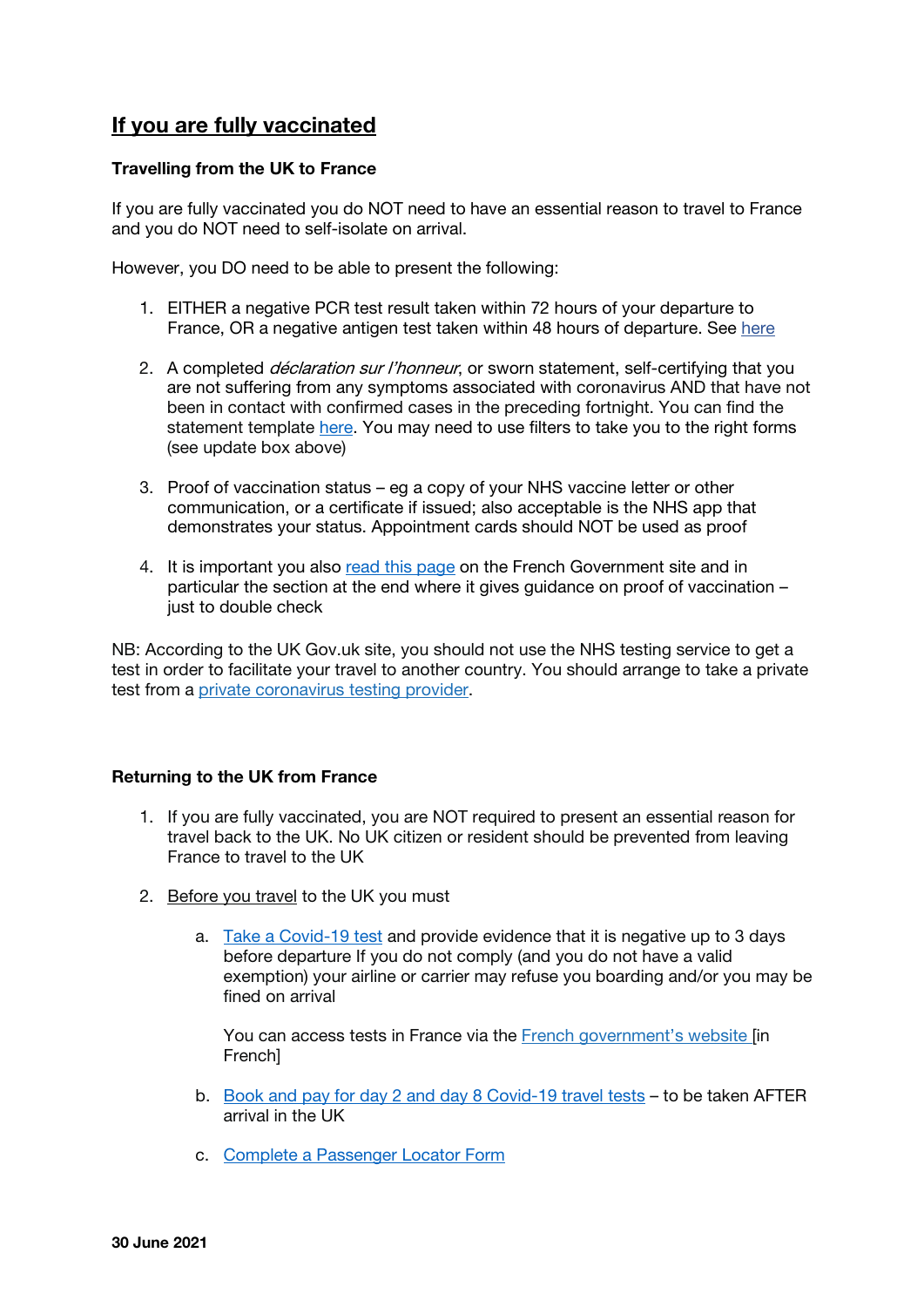## If you are fully vaccinated

**Travelling from the UK to France**

If you are fully vaccinated you do NOT need to have an essential reason to travel to France and you do NOT need to self-isolate on arrival.

However, you DO need to be able to present the following:

1. EITHER a negative PCR test result taken within 72 hours of your departure to France, OR a negative antigen test taken within 48 hours of departure. See here

2. A completed *déclaration sur l'honneur*, or sworn statement, self-certifying that you are not suffering from any symptoms associated with coronavirus AND that have not been in contact with confirmed cases in the preceding fortnight. You can find the statement template here. You may need to use filters to take you to the right forms (see update box above)

3. Proof of vaccination status – eg a copy of your NHS vaccine letter or other communication, or a certificate if issued; also acceptable is the NHS app that demonstrates your status. Appointment cards should NOT be used as proof

4. It is important you also read this page on the French Government site and in particular the section at the end where it gives guidance on proof of vaccination – just to double check

NB: According to the UK Gov.uk site, you should not use the NHS testing service to get a test in order to facilitate your travel to another country. You should arrange to take a private test from a private coronavirus testing provider.

**Returning to the UK from France**

1. If you are fully vaccinated, you are NOT required to present an essential reason for travel back to the UK. No UK citizen or resident should be prevented from leaving France to travel to the UK

2. Before you travel to the UK you must

   a. Take a Covid-19 test and provide evidence that it is negative up to 3 days before departure If you do not comply (and you do not have a valid exemption) your airline or carrier may refuse you boarding and/or you may be fined on arrival

      You can access tests in France via the French government's website [in French]

   b. Book and pay for day 2 and day 8 Covid-19 travel tests – to be taken AFTER arrival in the UK

   c. Complete a Passenger Locator Form

**30 June 2021**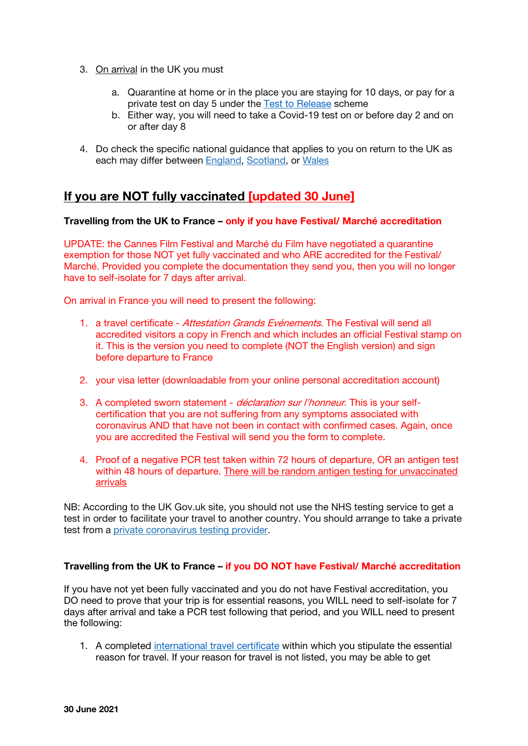3. On arrival in the UK you must

    a. Quarantine at home or in the place you are staying for 10 days, or pay for a private test on day 5 under the Test to Release scheme
    b. Either way, you will need to take a Covid-19 test on or before day 2 and on or after day 8

4. Do check the specific national guidance that applies to you on return to the UK as each may differ between England, Scotland, or Wales

## If you are NOT fully vaccinated [updated 30 June]

**Travelling from the UK to France – only if you have Festival/ Marché accreditation**

UPDATE: the Cannes Film Festival and Marché du Film have negotiated a quarantine exemption for those NOT yet fully vaccinated and who ARE accredited for the Festival/ Marché. Provided you complete the documentation they send you, then you will no longer have to self-isolate for 7 days after arrival.

On arrival in France you will need to present the following:

1. a travel certificate - *Attestation Grands Evénements*. The Festival will send all accredited visitors a copy in French and which includes an official Festival stamp on it. This is the version you need to complete (NOT the English version) and sign before departure to France

2. your visa letter (downloadable from your online personal accreditation account)

3. A completed sworn statement - *déclaration sur l'honneur*. This is your self-certification that you are not suffering from any symptoms associated with coronavirus AND that have not been in contact with confirmed cases. Again, once you are accredited the Festival will send you the form to complete.

4. Proof of a negative PCR test taken within 72 hours of departure, OR an antigen test within 48 hours of departure. There will be random antigen testing for unvaccinated arrivals

NB: According to the UK Gov.uk site, you should not use the NHS testing service to get a test in order to facilitate your travel to another country. You should arrange to take a private test from a private coronavirus testing provider.

**Travelling from the UK to France – if you DO NOT have Festival/ Marché accreditation**

If you have not yet been fully vaccinated and you do not have Festival accreditation, you DO need to prove that your trip is for essential reasons, you WILL need to self-isolate for 7 days after arrival and take a PCR test following that period, and you WILL need to present the following:

1. A completed international travel certificate within which you stipulate the essential reason for travel. If your reason for travel is not listed, you may be able to get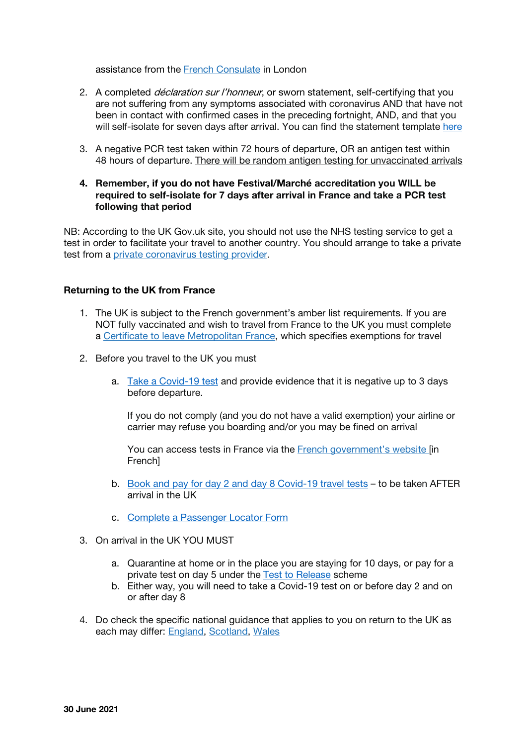assistance from the French Consulate in London

2. A completed *déclaration sur l'honneur*, or sworn statement, self-certifying that you are not suffering from any symptoms associated with coronavirus AND that have not been in contact with confirmed cases in the preceding fortnight, AND, and that you will self-isolate for seven days after arrival. You can find the statement template here

3. A negative PCR test taken within 72 hours of departure, OR an antigen test within 48 hours of departure. There will be random antigen testing for unvaccinated arrivals

4. **Remember, if you do not have Festival/Marché accreditation you WILL be required to self-isolate for 7 days after arrival in France and take a PCR test following that period**

NB: According to the UK Gov.uk site, you should not use the NHS testing service to get a test in order to facilitate your travel to another country. You should arrange to take a private test from a private coronavirus testing provider.

**Returning to the UK from France**

1. The UK is subject to the French government's amber list requirements. If you are NOT fully vaccinated and wish to travel from France to the UK you must complete a Certificate to leave Metropolitan France, which specifies exemptions for travel

2. Before you travel to the UK you must

   a. Take a Covid-19 test and provide evidence that it is negative up to 3 days before departure.

      If you do not comply (and you do not have a valid exemption) your airline or carrier may refuse you boarding and/or you may be fined on arrival

      You can access tests in France via the French government's website [in French]

   b. Book and pay for day 2 and day 8 Covid-19 travel tests – to be taken AFTER arrival in the UK

   c. Complete a Passenger Locator Form

3. On arrival in the UK YOU MUST

   a. Quarantine at home or in the place you are staying for 10 days, or pay for a private test on day 5 under the Test to Release scheme
   b. Either way, you will need to take a Covid-19 test on or before day 2 and on or after day 8

4. Do check the specific national guidance that applies to you on return to the UK as each may differ: England, Scotland, Wales

**30 June 2021**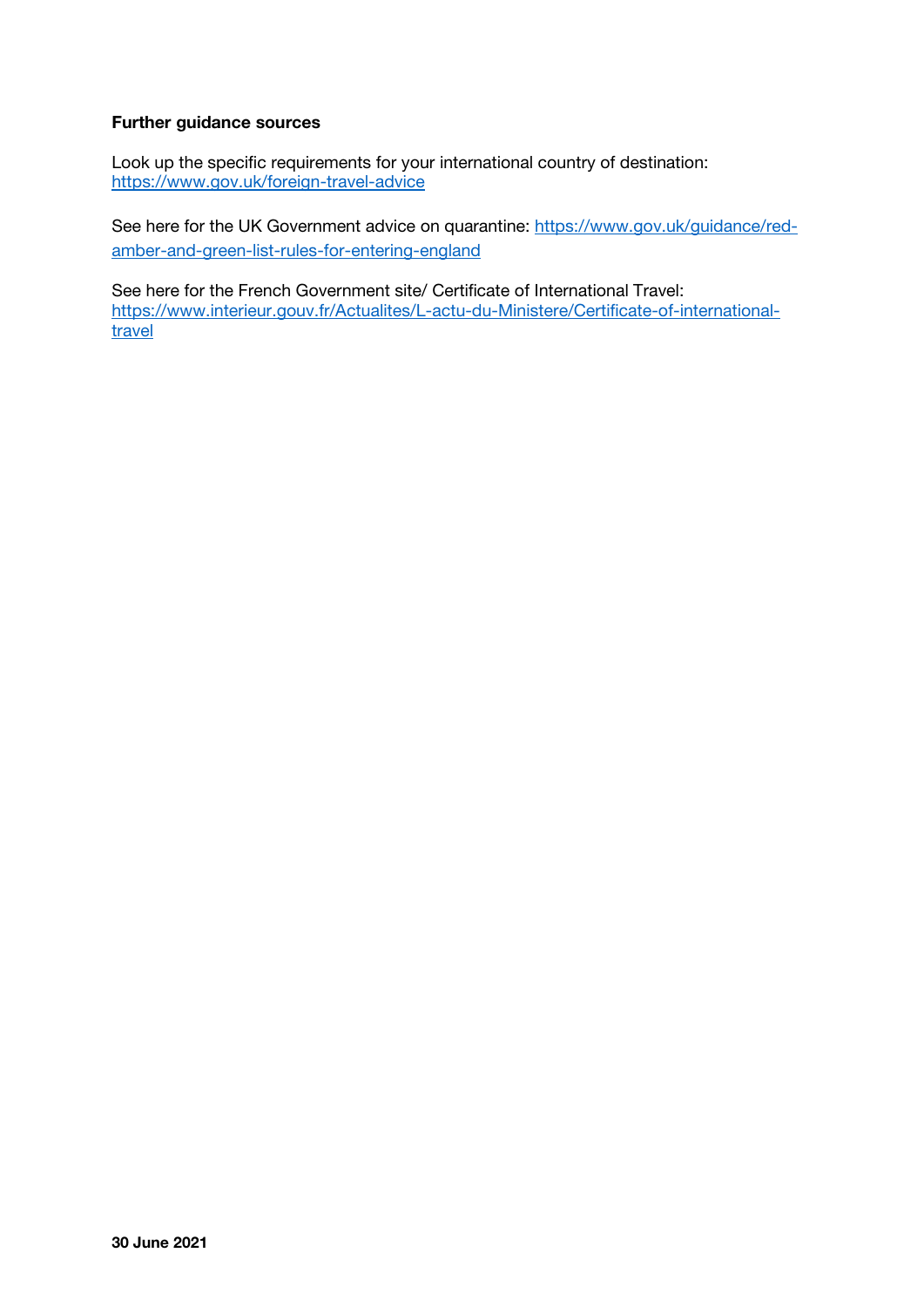**Further guidance sources**

Look up the specific requirements for your international country of destination: https://www.gov.uk/foreign-travel-advice

See here for the UK Government advice on quarantine: https://www.gov.uk/guidance/red-amber-and-green-list-rules-for-entering-england

See here for the French Government site/ Certificate of International Travel: https://www.interieur.gouv.fr/Actualites/L-actu-du-Ministere/Certificate-of-international-travel

**30 June 2021**